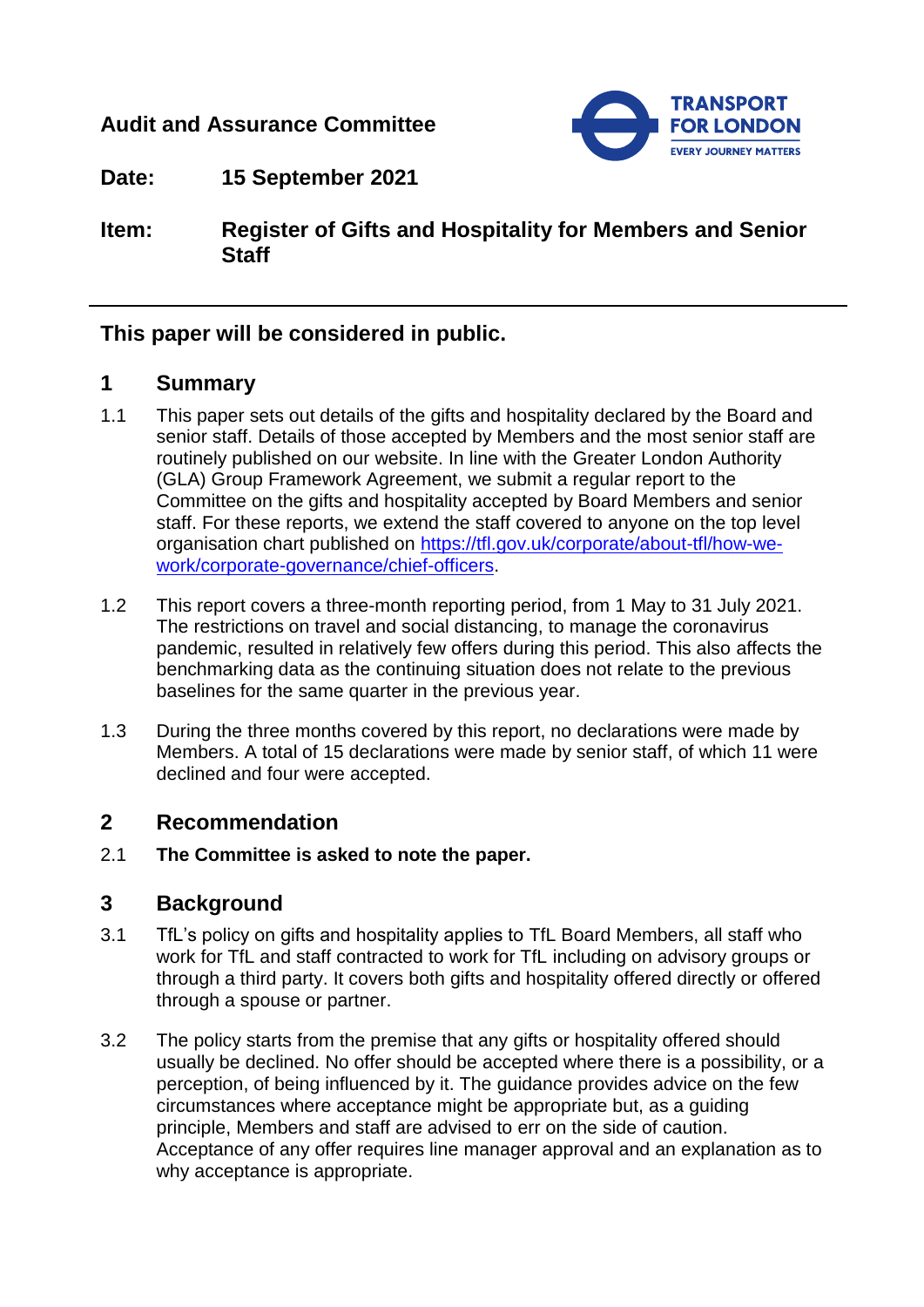**Audit and Assurance Committee**

**Date:** **15 September 2021**

**Item:** **Register of Gifts and Hospitality for Members and Senior Staff**

---

## This paper will be considered in public.

## 1 Summary

1.1 This paper sets out details of the gifts and hospitality declared by the Board and senior staff. Details of those accepted by Members and the most senior staff are routinely published on our website. In line with the Greater London Authority (GLA) Group Framework Agreement, we submit a regular report to the Committee on the gifts and hospitality accepted by Board Members and senior staff. For these reports, we extend the staff covered to anyone on the top level organisation chart published on [https://tfl.gov.uk/corporate/about-tfl/how-we-work/corporate-governance/chief-officers](https://tfl.gov.uk/corporate/about-tfl/how-we-work/corporate-governance/chief-officers).

1.2 This report covers a three-month reporting period, from 1 May to 31 July 2021. The restrictions on travel and social distancing, to manage the coronavirus pandemic, resulted in relatively few offers during this period. This also affects the benchmarking data as the continuing situation does not relate to the previous baselines for the same quarter in the previous year.

1.3 During the three months covered by this report, no declarations were made by Members. A total of 15 declarations were made by senior staff, of which 11 were declined and four were accepted.

## 2 Recommendation

2.1 **The Committee is asked to note the paper.**

## 3 Background

3.1 TfL's policy on gifts and hospitality applies to TfL Board Members, all staff who work for TfL and staff contracted to work for TfL including on advisory groups or through a third party. It covers both gifts and hospitality offered directly or offered through a spouse or partner.

3.2 The policy starts from the premise that any gifts or hospitality offered should usually be declined. No offer should be accepted where there is a possibility, or a perception, of being influenced by it. The guidance provides advice on the few circumstances where acceptance might be appropriate but, as a guiding principle, Members and staff are advised to err on the side of caution. Acceptance of any offer requires line manager approval and an explanation as to why acceptance is appropriate.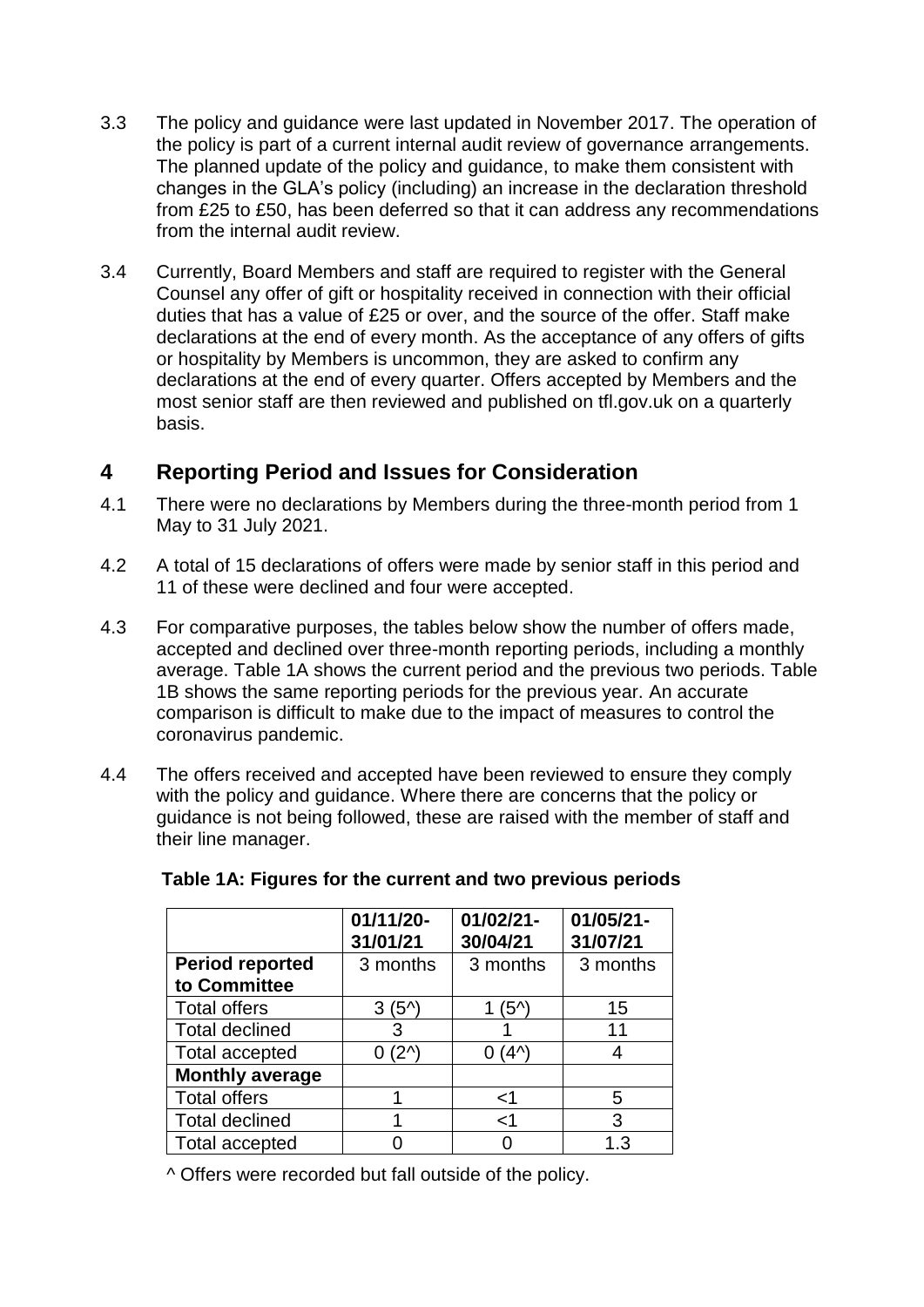3.3 The policy and guidance were last updated in November 2017. The operation of the policy is part of a current internal audit review of governance arrangements. The planned update of the policy and guidance, to make them consistent with changes in the GLA's policy (including) an increase in the declaration threshold from £25 to £50, has been deferred so that it can address any recommendations from the internal audit review.

3.4 Currently, Board Members and staff are required to register with the General Counsel any offer of gift or hospitality received in connection with their official duties that has a value of £25 or over, and the source of the offer. Staff make declarations at the end of every month. As the acceptance of any offers of gifts or hospitality by Members is uncommon, they are asked to confirm any declarations at the end of every quarter. Offers accepted by Members and the most senior staff are then reviewed and published on tfl.gov.uk on a quarterly basis.

## 4 Reporting Period and Issues for Consideration

4.1 There were no declarations by Members during the three-month period from 1 May to 31 July 2021.

4.2 A total of 15 declarations of offers were made by senior staff in this period and 11 of these were declined and four were accepted.

4.3 For comparative purposes, the tables below show the number of offers made, accepted and declined over three-month reporting periods, including a monthly average. Table 1A shows the current period and the previous two periods. Table 1B shows the same reporting periods for the previous year. An accurate comparison is difficult to make due to the impact of measures to control the coronavirus pandemic.

4.4 The offers received and accepted have been reviewed to ensure they comply with the policy and guidance. Where there are concerns that the policy or guidance is not being followed, these are raised with the member of staff and their line manager.

**Table 1A: Figures for the current and two previous periods**

| | 01/11/20-31/01/21 | 01/02/21-30/04/21 | 01/05/21-31/07/21 |
|---|---|---|---|
| **Period reported to Committee** | 3 months | 3 months | 3 months |
| Total offers | 3 (5^) | 1 (5^) | 15 |
| Total declined | 3 | 1 | 11 |
| Total accepted | 0 (2^) | 0 (4^) | 4 |
| **Monthly average** | | | |
| Total offers | 1 | <1 | 5 |
| Total declined | 1 | <1 | 3 |
| Total accepted | 0 | 0 | 1.3 |

^ Offers were recorded but fall outside of the policy.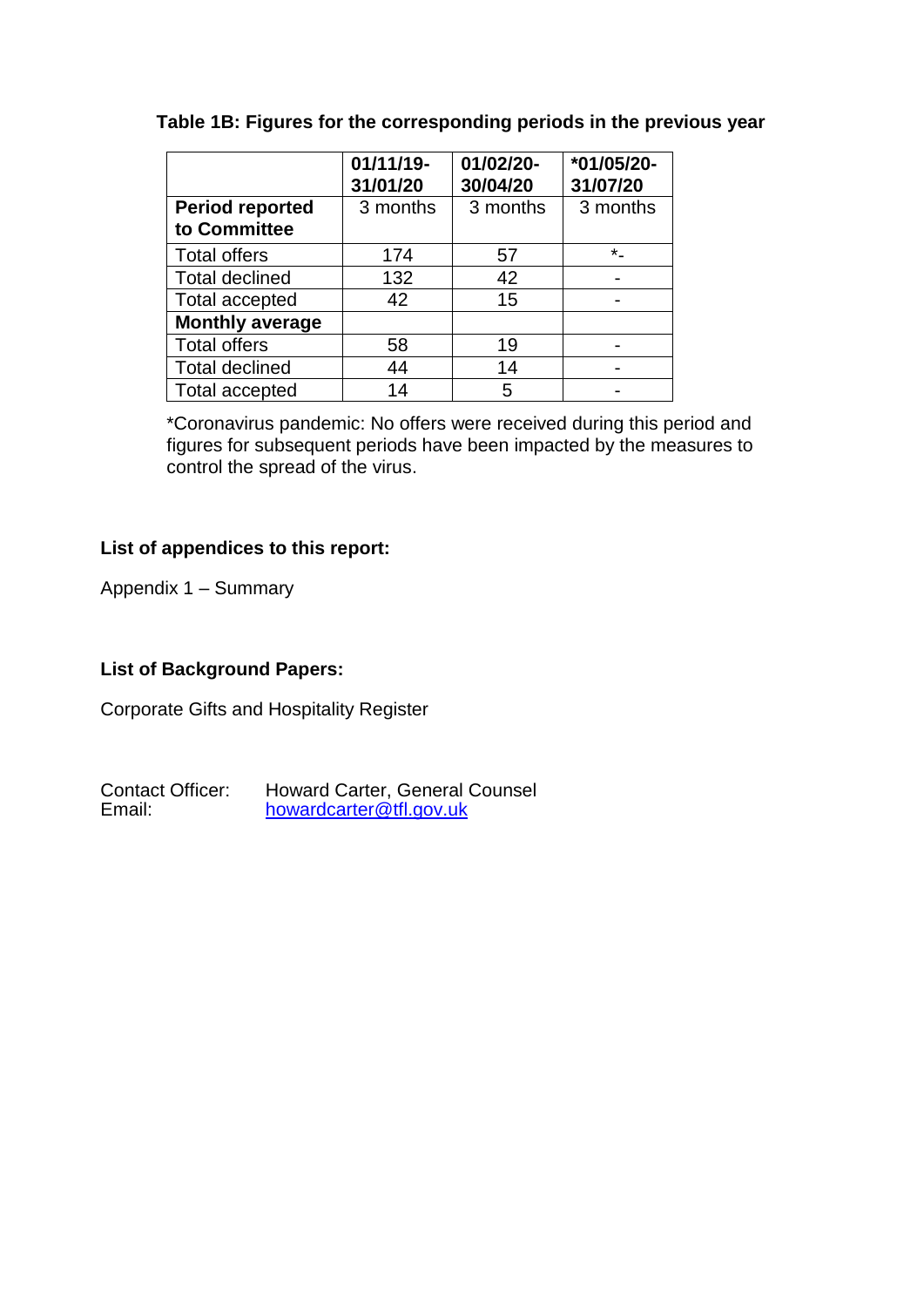**Table 1B: Figures for the corresponding periods in the previous year**

| | **01/11/19-31/01/20** | **01/02/20-30/04/20** | ***01/05/20-31/07/20** |
|---|---|---|---|
| **Period reported to Committee** | 3 months | 3 months | 3 months |
| Total offers | 174 | 57 | *- |
| Total declined | 132 | 42 | - |
| Total accepted | 42 | 15 | - |
| **Monthly average** | | | |
| Total offers | 58 | 19 | - |
| Total declined | 44 | 14 | - |
| Total accepted | 14 | 5 | - |

*Coronavirus pandemic: No offers were received during this period and figures for subsequent periods have been impacted by the measures to control the spread of the virus.

**List of appendices to this report:**

Appendix 1 – Summary

**List of Background Papers:**

Corporate Gifts and Hospitality Register

Contact Officer: Howard Carter, General Counsel
Email: howardcarter@tfl.gov.uk